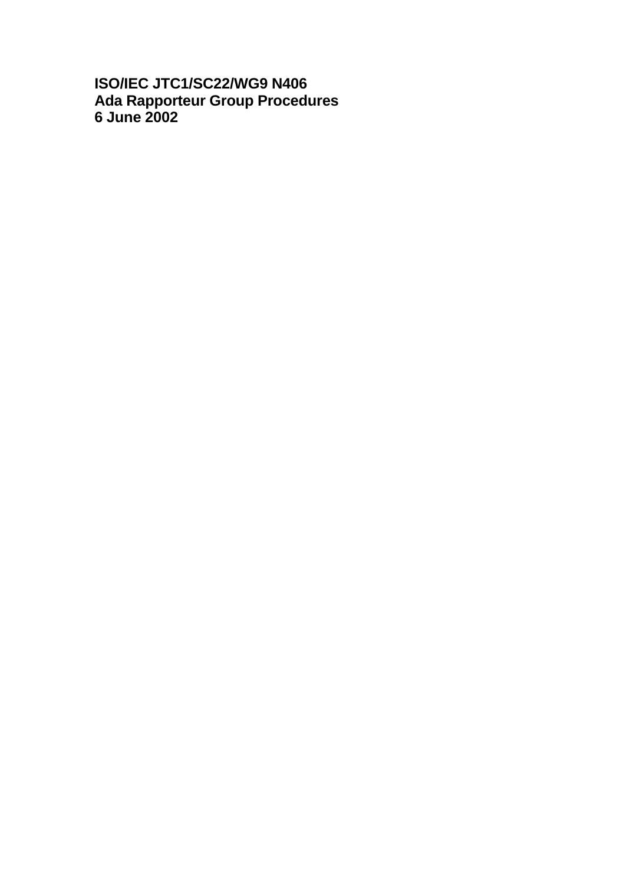**ISO/IEC JTC1/SC22/WG9 N406**
**Ada Rapporteur Group Procedures**
**6 June 2002**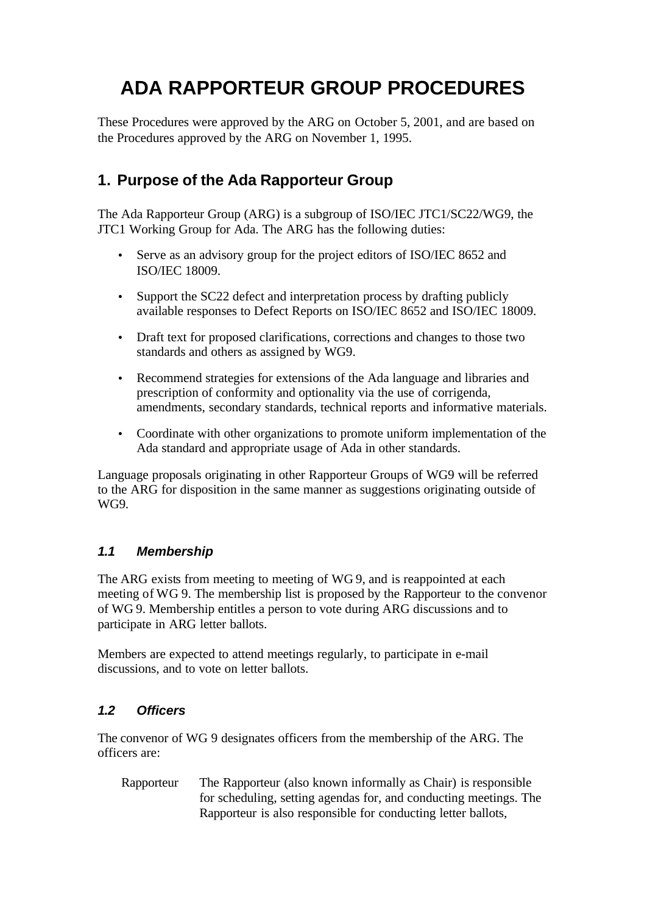# ADA RAPPORTEUR GROUP PROCEDURES

These Procedures were approved by the ARG on October 5, 2001, and are based on the Procedures approved by the ARG on November 1, 1995.

## 1. Purpose of the Ada Rapporteur Group

The Ada Rapporteur Group (ARG) is a subgroup of ISO/IEC JTC1/SC22/WG9, the JTC1 Working Group for Ada. The ARG has the following duties:

- Serve as an advisory group for the project editors of ISO/IEC 8652 and ISO/IEC 18009.
- Support the SC22 defect and interpretation process by drafting publicly available responses to Defect Reports on ISO/IEC 8652 and ISO/IEC 18009.
- Draft text for proposed clarifications, corrections and changes to those two standards and others as assigned by WG9.
- Recommend strategies for extensions of the Ada language and libraries and prescription of conformity and optionality via the use of corrigenda, amendments, secondary standards, technical reports and informative materials.
- Coordinate with other organizations to promote uniform implementation of the Ada standard and appropriate usage of Ada in other standards.

Language proposals originating in other Rapporteur Groups of WG9 will be referred to the ARG for disposition in the same manner as suggestions originating outside of WG9.

### *1.1 Membership*

The ARG exists from meeting to meeting of WG 9, and is reappointed at each meeting of WG 9. The membership list is proposed by the Rapporteur to the convenor of WG 9. Membership entitles a person to vote during ARG discussions and to participate in ARG letter ballots.

Members are expected to attend meetings regularly, to participate in e-mail discussions, and to vote on letter ballots.

### *1.2 Officers*

The convenor of WG 9 designates officers from the membership of the ARG. The officers are:

Rapporteur — The Rapporteur (also known informally as Chair) is responsible for scheduling, setting agendas for, and conducting meetings. The Rapporteur is also responsible for conducting letter ballots,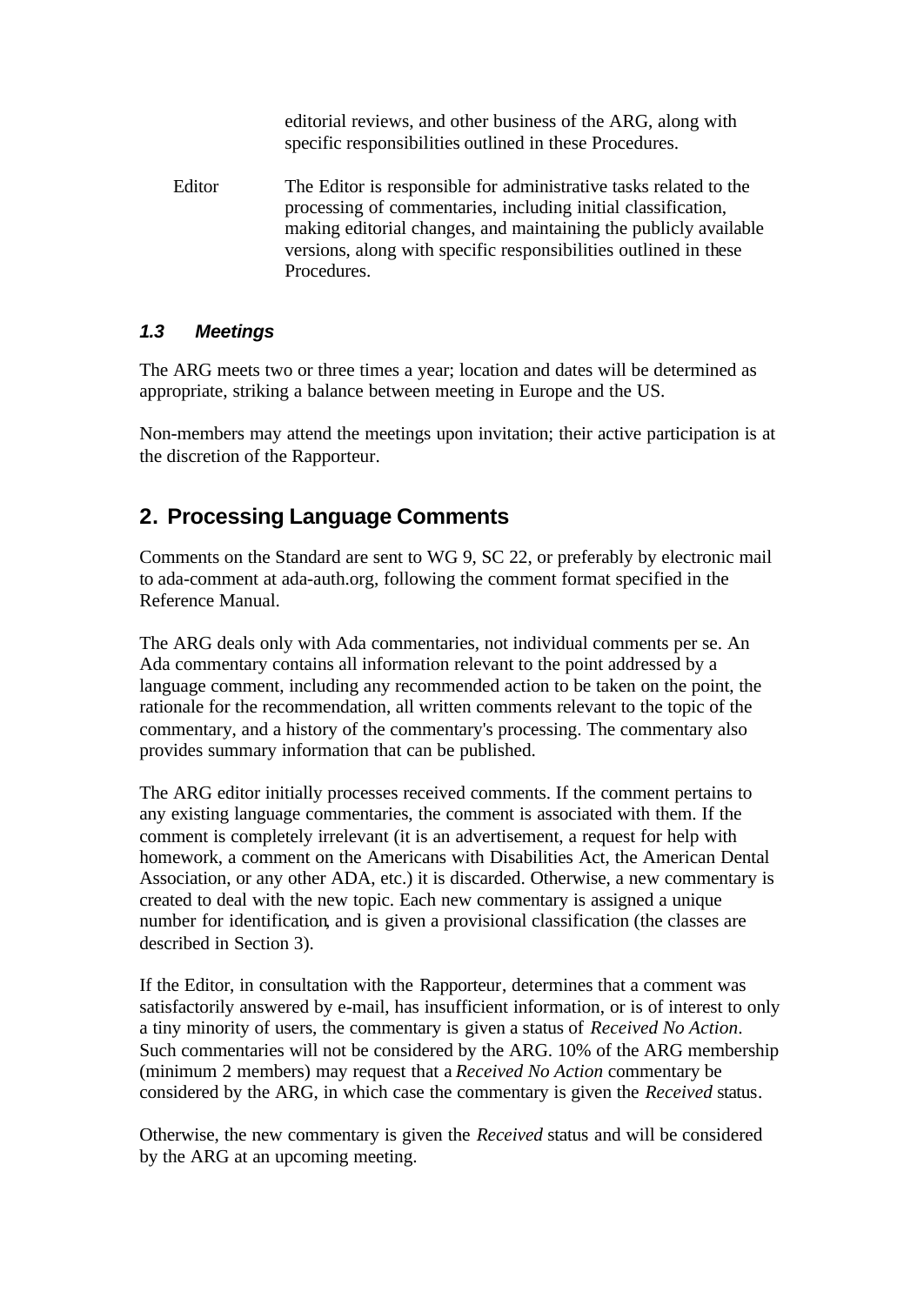editorial reviews, and other business of the ARG, along with specific responsibilities outlined in these Procedures.

| | |
|---|---|
| Editor | The Editor is responsible for administrative tasks related to the processing of commentaries, including initial classification, making editorial changes, and maintaining the publicly available versions, along with specific responsibilities outlined in these Procedures. |

### *1.3 Meetings*

The ARG meets two or three times a year; location and dates will be determined as appropriate, striking a balance between meeting in Europe and the US.

Non-members may attend the meetings upon invitation; their active participation is at the discretion of the Rapporteur.

## 2. Processing Language Comments

Comments on the Standard are sent to WG 9, SC 22, or preferably by electronic mail to ada-comment at ada-auth.org, following the comment format specified in the Reference Manual.

The ARG deals only with Ada commentaries, not individual comments per se. An Ada commentary contains all information relevant to the point addressed by a language comment, including any recommended action to be taken on the point, the rationale for the recommendation, all written comments relevant to the topic of the commentary, and a history of the commentary's processing. The commentary also provides summary information that can be published.

The ARG editor initially processes received comments. If the comment pertains to any existing language commentaries, the comment is associated with them. If the comment is completely irrelevant (it is an advertisement, a request for help with homework, a comment on the Americans with Disabilities Act, the American Dental Association, or any other ADA, etc.) it is discarded. Otherwise, a new commentary is created to deal with the new topic. Each new commentary is assigned a unique number for identification, and is given a provisional classification (the classes are described in Section 3).

If the Editor, in consultation with the Rapporteur, determines that a comment was satisfactorily answered by e-mail, has insufficient information, or is of interest to only a tiny minority of users, the commentary is given a status of *Received No Action*. Such commentaries will not be considered by the ARG. 10% of the ARG membership (minimum 2 members) may request that a *Received No Action* commentary be considered by the ARG, in which case the commentary is given the *Received* status.

Otherwise, the new commentary is given the *Received* status and will be considered by the ARG at an upcoming meeting.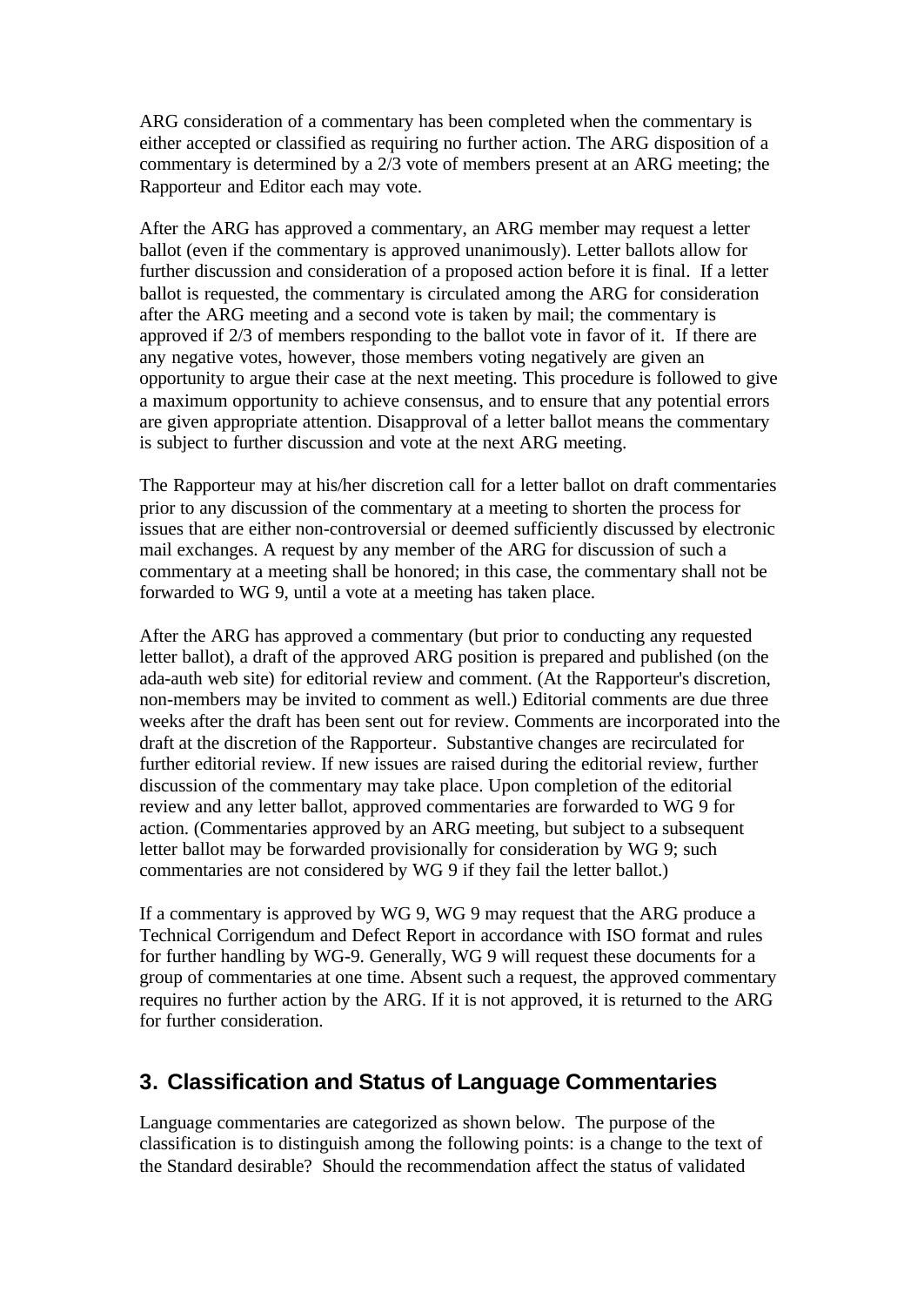ARG consideration of a commentary has been completed when the commentary is either accepted or classified as requiring no further action. The ARG disposition of a commentary is determined by a 2/3 vote of members present at an ARG meeting; the Rapporteur and Editor each may vote.

After the ARG has approved a commentary, an ARG member may request a letter ballot (even if the commentary is approved unanimously). Letter ballots allow for further discussion and consideration of a proposed action before it is final. If a letter ballot is requested, the commentary is circulated among the ARG for consideration after the ARG meeting and a second vote is taken by mail; the commentary is approved if 2/3 of members responding to the ballot vote in favor of it. If there are any negative votes, however, those members voting negatively are given an opportunity to argue their case at the next meeting. This procedure is followed to give a maximum opportunity to achieve consensus, and to ensure that any potential errors are given appropriate attention. Disapproval of a letter ballot means the commentary is subject to further discussion and vote at the next ARG meeting.

The Rapporteur may at his/her discretion call for a letter ballot on draft commentaries prior to any discussion of the commentary at a meeting to shorten the process for issues that are either non-controversial or deemed sufficiently discussed by electronic mail exchanges. A request by any member of the ARG for discussion of such a commentary at a meeting shall be honored; in this case, the commentary shall not be forwarded to WG 9, until a vote at a meeting has taken place.

After the ARG has approved a commentary (but prior to conducting any requested letter ballot), a draft of the approved ARG position is prepared and published (on the ada-auth web site) for editorial review and comment. (At the Rapporteur's discretion, non-members may be invited to comment as well.) Editorial comments are due three weeks after the draft has been sent out for review. Comments are incorporated into the draft at the discretion of the Rapporteur. Substantive changes are recirculated for further editorial review. If new issues are raised during the editorial review, further discussion of the commentary may take place. Upon completion of the editorial review and any letter ballot, approved commentaries are forwarded to WG 9 for action. (Commentaries approved by an ARG meeting, but subject to a subsequent letter ballot may be forwarded provisionally for consideration by WG 9; such commentaries are not considered by WG 9 if they fail the letter ballot.)

If a commentary is approved by WG 9, WG 9 may request that the ARG produce a Technical Corrigendum and Defect Report in accordance with ISO format and rules for further handling by WG-9. Generally, WG 9 will request these documents for a group of commentaries at one time. Absent such a request, the approved commentary requires no further action by the ARG. If it is not approved, it is returned to the ARG for further consideration.

## 3. Classification and Status of Language Commentaries

Language commentaries are categorized as shown below. The purpose of the classification is to distinguish among the following points: is a change to the text of the Standard desirable? Should the recommendation affect the status of validated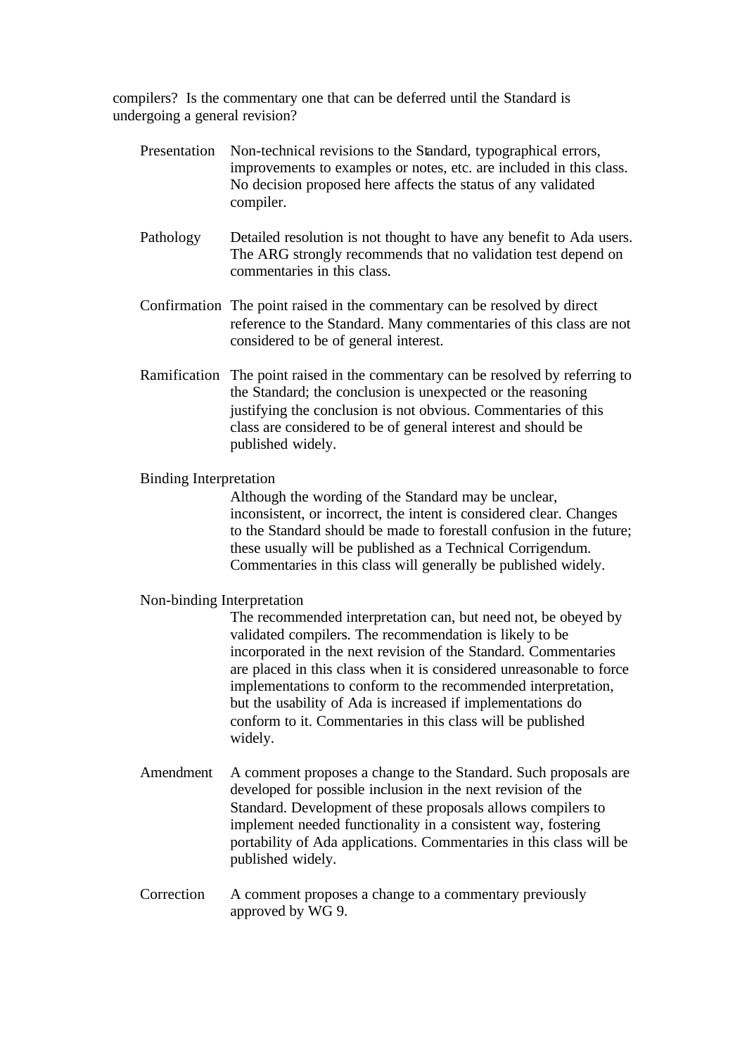compilers? Is the commentary one that can be deferred until the Standard is undergoing a general revision?

**Presentation** Non-technical revisions to the Standard, typographical errors, improvements to examples or notes, etc. are included in this class. No decision proposed here affects the status of any validated compiler.

**Pathology** Detailed resolution is not thought to have any benefit to Ada users. The ARG strongly recommends that no validation test depend on commentaries in this class.

**Confirmation** The point raised in the commentary can be resolved by direct reference to the Standard. Many commentaries of this class are not considered to be of general interest.

**Ramification** The point raised in the commentary can be resolved by referring to the Standard; the conclusion is unexpected or the reasoning justifying the conclusion is not obvious. Commentaries of this class are considered to be of general interest and should be published widely.

**Binding Interpretation**
Although the wording of the Standard may be unclear, inconsistent, or incorrect, the intent is considered clear. Changes to the Standard should be made to forestall confusion in the future; these usually will be published as a Technical Corrigendum. Commentaries in this class will generally be published widely.

**Non-binding Interpretation**
The recommended interpretation can, but need not, be obeyed by validated compilers. The recommendation is likely to be incorporated in the next revision of the Standard. Commentaries are placed in this class when it is considered unreasonable to force implementations to conform to the recommended interpretation, but the usability of Ada is increased if implementations do conform to it. Commentaries in this class will be published widely.

**Amendment** A comment proposes a change to the Standard. Such proposals are developed for possible inclusion in the next revision of the Standard. Development of these proposals allows compilers to implement needed functionality in a consistent way, fostering portability of Ada applications. Commentaries in this class will be published widely.

**Correction** A comment proposes a change to a commentary previously approved by WG 9.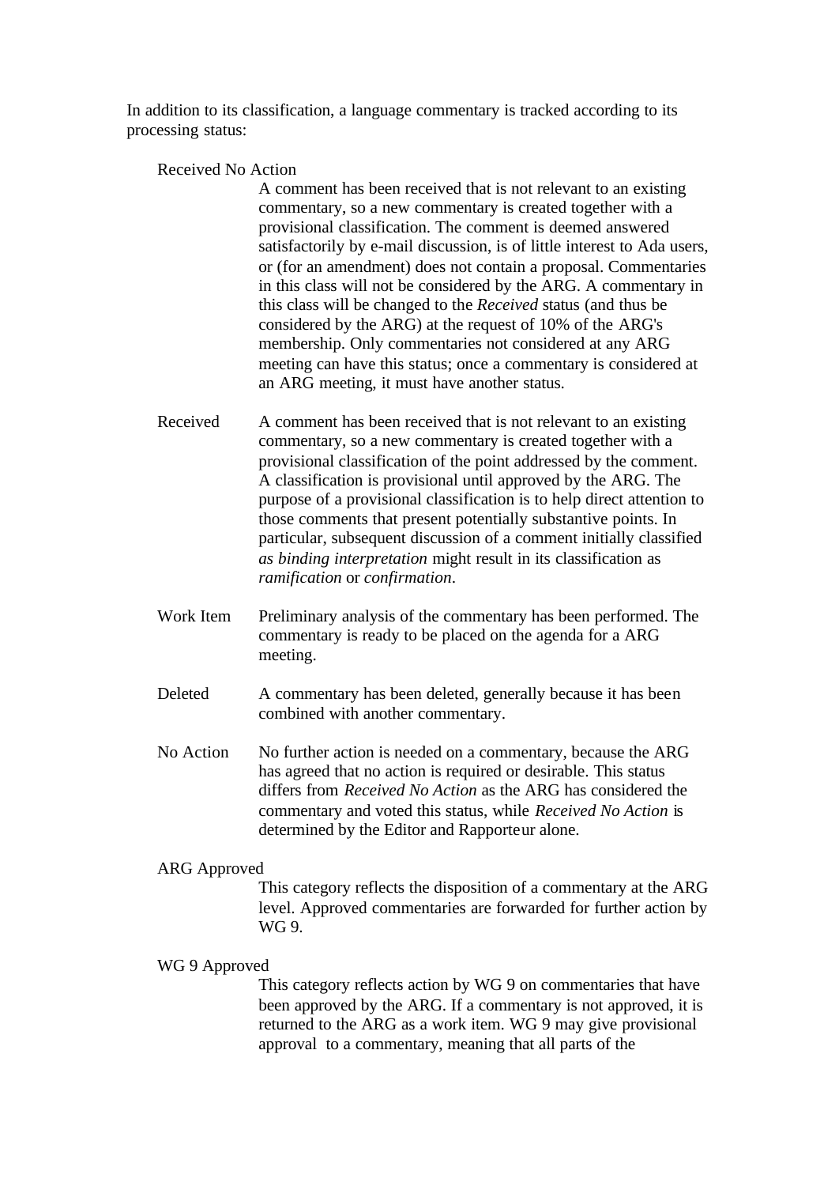In addition to its classification, a language commentary is tracked according to its processing status:

Received No Action
: A comment has been received that is not relevant to an existing commentary, so a new commentary is created together with a provisional classification. The comment is deemed answered satisfactorily by e-mail discussion, is of little interest to Ada users, or (for an amendment) does not contain a proposal. Commentaries in this class will not be considered by the ARG. A commentary in this class will be changed to the *Received* status (and thus be considered by the ARG) at the request of 10% of the ARG's membership. Only commentaries not considered at any ARG meeting can have this status; once a commentary is considered at an ARG meeting, it must have another status.

Received
: A comment has been received that is not relevant to an existing commentary, so a new commentary is created together with a provisional classification of the point addressed by the comment. A classification is provisional until approved by the ARG. The purpose of a provisional classification is to help direct attention to those comments that present potentially substantive points. In particular, subsequent discussion of a comment initially classified *as binding interpretation* might result in its classification as *ramification* or *confirmation*.

Work Item
: Preliminary analysis of the commentary has been performed. The commentary is ready to be placed on the agenda for a ARG meeting.

Deleted
: A commentary has been deleted, generally because it has been combined with another commentary.

No Action
: No further action is needed on a commentary, because the ARG has agreed that no action is required or desirable. This status differs from *Received No Action* as the ARG has considered the commentary and voted this status, while *Received No Action* is determined by the Editor and Rapporteur alone.

ARG Approved
: This category reflects the disposition of a commentary at the ARG level. Approved commentaries are forwarded for further action by WG 9.

WG 9 Approved
: This category reflects action by WG 9 on commentaries that have been approved by the ARG. If a commentary is not approved, it is returned to the ARG as a work item. WG 9 may give provisional approval to a commentary, meaning that all parts of the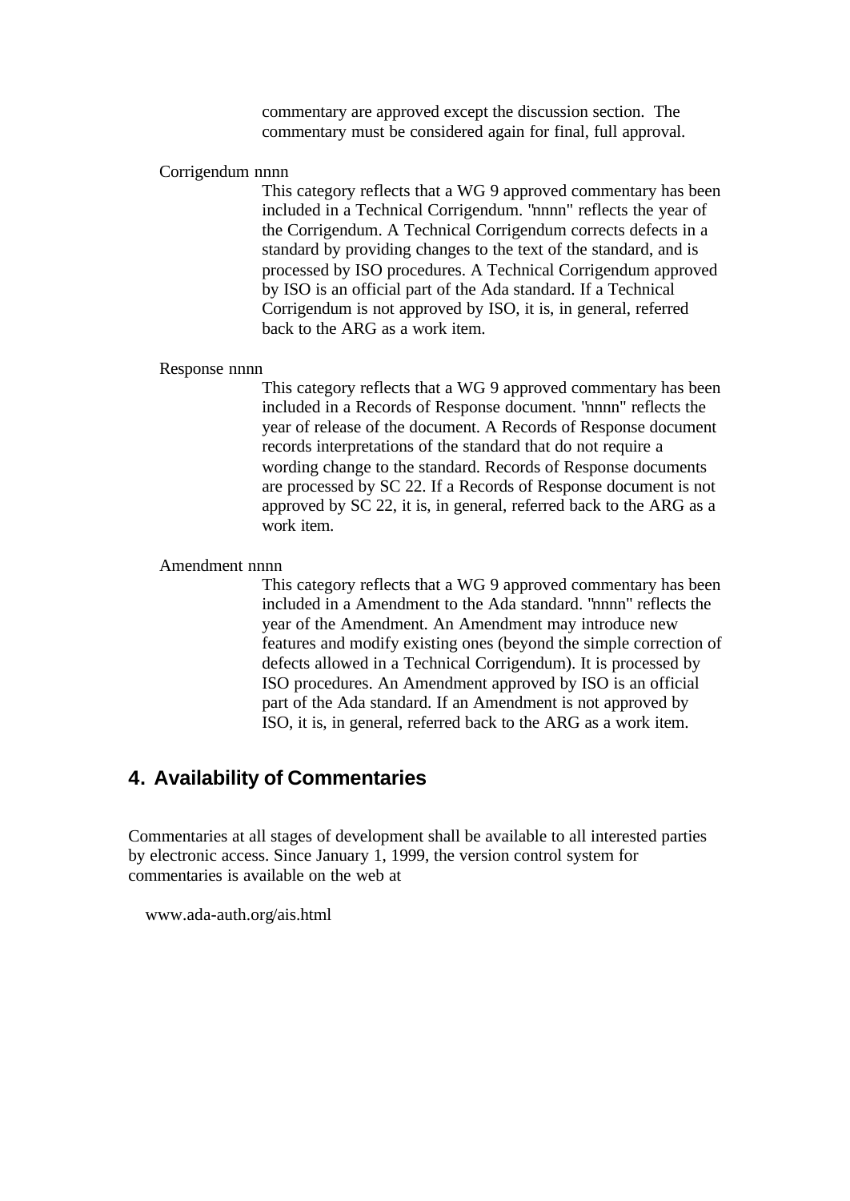commentary are approved except the discussion section. The commentary must be considered again for final, full approval.

Corrigendum nnnn

This category reflects that a WG 9 approved commentary has been included in a Technical Corrigendum. "nnnn" reflects the year of the Corrigendum. A Technical Corrigendum corrects defects in a standard by providing changes to the text of the standard, and is processed by ISO procedures. A Technical Corrigendum approved by ISO is an official part of the Ada standard. If a Technical Corrigendum is not approved by ISO, it is, in general, referred back to the ARG as a work item.

Response nnnn

This category reflects that a WG 9 approved commentary has been included in a Records of Response document. "nnnn" reflects the year of release of the document. A Records of Response document records interpretations of the standard that do not require a wording change to the standard. Records of Response documents are processed by SC 22. If a Records of Response document is not approved by SC 22, it is, in general, referred back to the ARG as a work item.

Amendment nnnn

This category reflects that a WG 9 approved commentary has been included in a Amendment to the Ada standard. "nnnn" reflects the year of the Amendment. An Amendment may introduce new features and modify existing ones (beyond the simple correction of defects allowed in a Technical Corrigendum). It is processed by ISO procedures. An Amendment approved by ISO is an official part of the Ada standard. If an Amendment is not approved by ISO, it is, in general, referred back to the ARG as a work item.

## 4. Availability of Commentaries

Commentaries at all stages of development shall be available to all interested parties by electronic access. Since January 1, 1999, the version control system for commentaries is available on the web at

www.ada-auth.org/ais.html